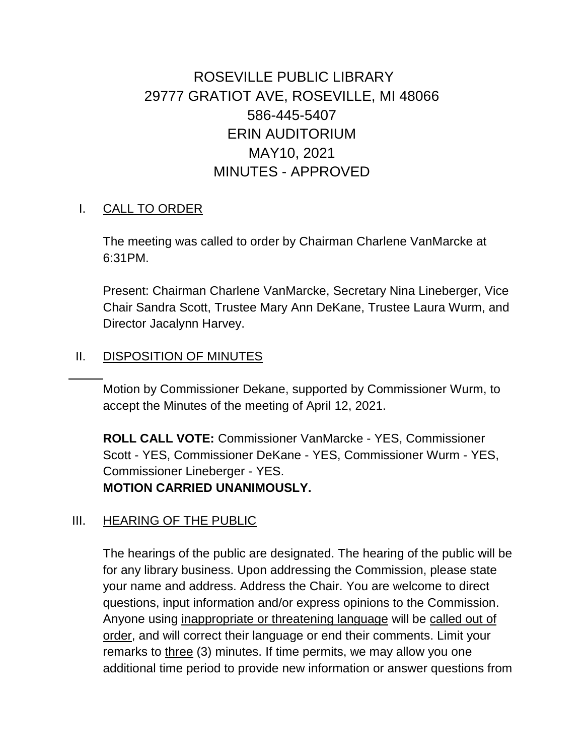# ROSEVILLE PUBLIC LIBRARY
# 29777 GRATIOT AVE, ROSEVILLE, MI 48066
# 586-445-5407
# ERIN AUDITORIUM
# MAY10, 2021
# MINUTES - APPROVED

## I. CALL TO ORDER

The meeting was called to order by Chairman Charlene VanMarcke at 6:31PM.

Present: Chairman Charlene VanMarcke, Secretary Nina Lineberger, Vice Chair Sandra Scott, Trustee Mary Ann DeKane, Trustee Laura Wurm, and Director Jacalynn Harvey.

## II. DISPOSITION OF MINUTES

Motion by Commissioner Dekane, supported by Commissioner Wurm, to accept the Minutes of the meeting of April 12, 2021.

**ROLL CALL VOTE:** Commissioner VanMarcke - YES, Commissioner Scott - YES, Commissioner DeKane - YES, Commissioner Wurm - YES, Commissioner Lineberger - YES.
**MOTION CARRIED UNANIMOUSLY.**

## III. HEARING OF THE PUBLIC

The hearings of the public are designated. The hearing of the public will be for any library business. Upon addressing the Commission, please state your name and address. Address the Chair. You are welcome to direct questions, input information and/or express opinions to the Commission. Anyone using inappropriate or threatening language will be called out of order, and will correct their language or end their comments. Limit your remarks to three (3) minutes. If time permits, we may allow you one additional time period to provide new information or answer questions from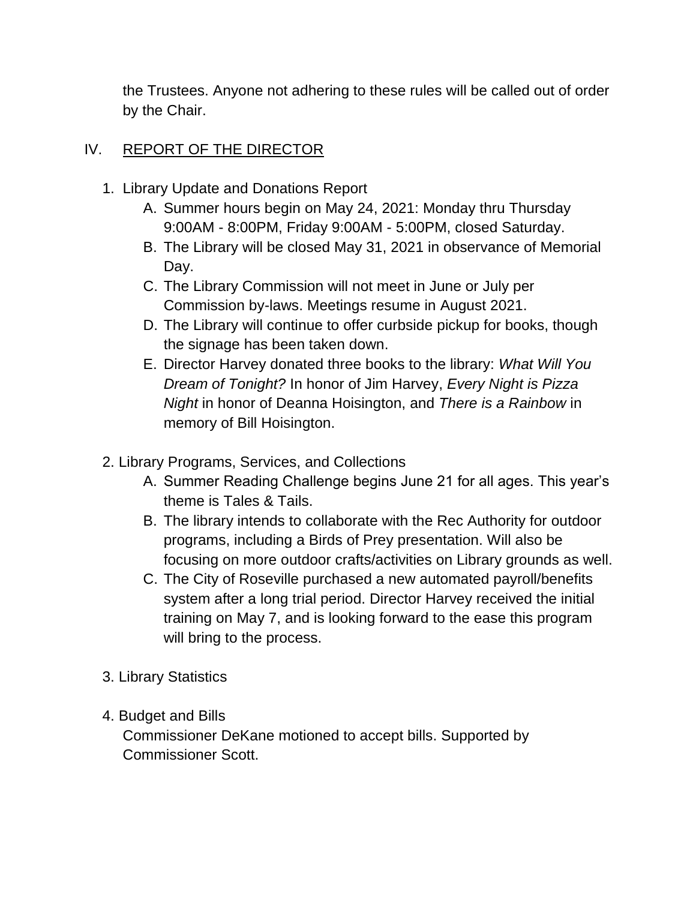the Trustees. Anyone not adhering to these rules will be called out of order by the Chair.

## IV. REPORT OF THE DIRECTOR

1. Library Update and Donations Report
   A. Summer hours begin on May 24, 2021: Monday thru Thursday 9:00AM - 8:00PM, Friday 9:00AM - 5:00PM, closed Saturday.
   B. The Library will be closed May 31, 2021 in observance of Memorial Day.
   C. The Library Commission will not meet in June or July per Commission by-laws. Meetings resume in August 2021.
   D. The Library will continue to offer curbside pickup for books, though the signage has been taken down.
   E. Director Harvey donated three books to the library: *What Will You Dream of Tonight?* In honor of Jim Harvey, *Every Night is Pizza Night* in honor of Deanna Hoisington, and *There is a Rainbow* in memory of Bill Hoisington.

2. Library Programs, Services, and Collections
   A. Summer Reading Challenge begins June 21 for all ages. This year's theme is Tales & Tails.
   B. The library intends to collaborate with the Rec Authority for outdoor programs, including a Birds of Prey presentation. Will also be focusing on more outdoor crafts/activities on Library grounds as well.
   C. The City of Roseville purchased a new automated payroll/benefits system after a long trial period. Director Harvey received the initial training on May 7, and is looking forward to the ease this program will bring to the process.

3. Library Statistics

4. Budget and Bills
   Commissioner DeKane motioned to accept bills. Supported by Commissioner Scott.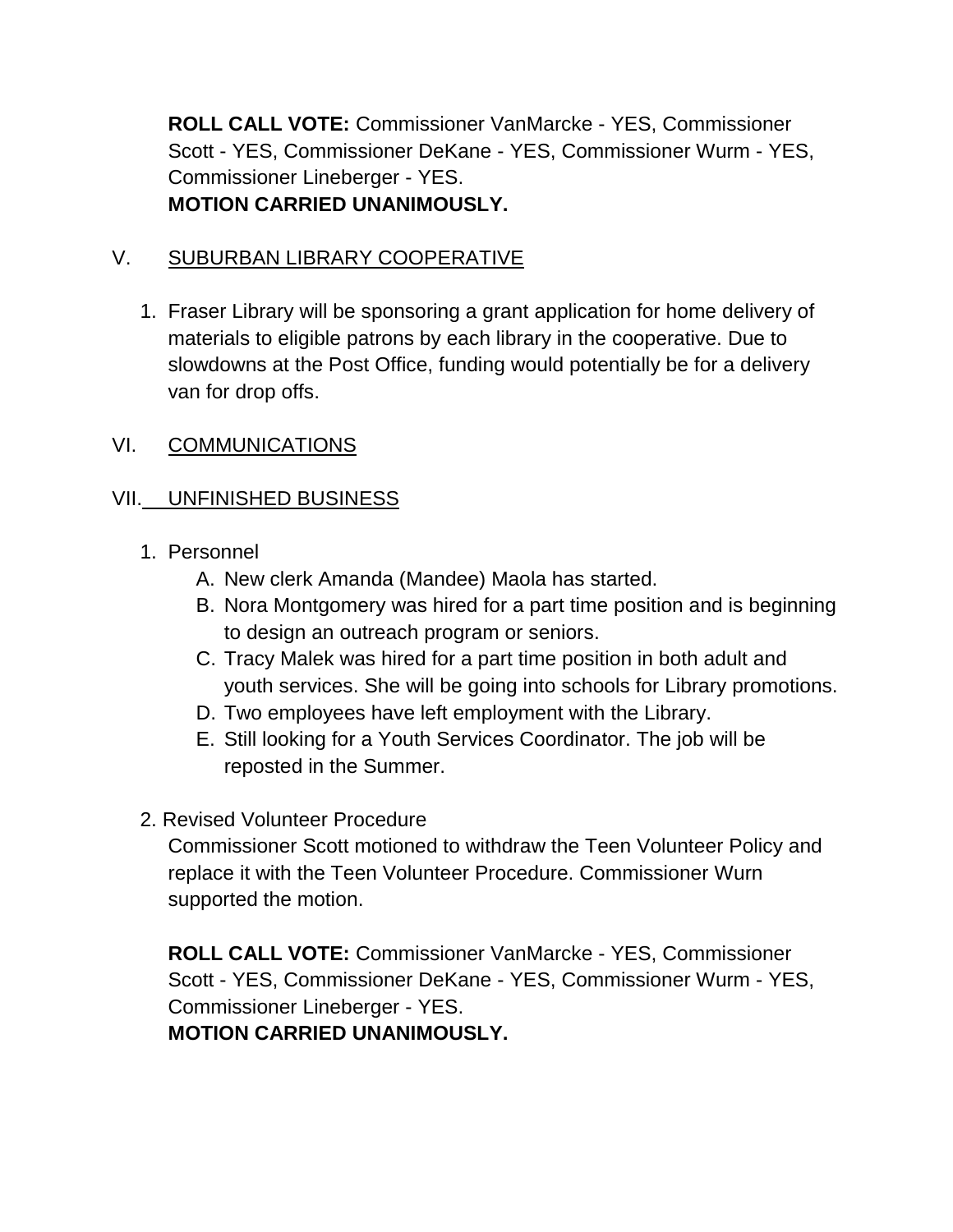**ROLL CALL VOTE:** Commissioner VanMarcke - YES, Commissioner Scott - YES, Commissioner DeKane - YES, Commissioner Wurm - YES, Commissioner Lineberger - YES.
**MOTION CARRIED UNANIMOUSLY.**

## V. SUBURBAN LIBRARY COOPERATIVE

1. Fraser Library will be sponsoring a grant application for home delivery of materials to eligible patrons by each library in the cooperative. Due to slowdowns at the Post Office, funding would potentially be for a delivery van for drop offs.

## VI. COMMUNICATIONS

## VII. UNFINISHED BUSINESS

1. Personnel
   - A. New clerk Amanda (Mandee) Maola has started.
   - B. Nora Montgomery was hired for a part time position and is beginning to design an outreach program or seniors.
   - C. Tracy Malek was hired for a part time position in both adult and youth services. She will be going into schools for Library promotions.
   - D. Two employees have left employment with the Library.
   - E. Still looking for a Youth Services Coordinator. The job will be reposted in the Summer.

2. Revised Volunteer Procedure

   Commissioner Scott motioned to withdraw the Teen Volunteer Policy and replace it with the Teen Volunteer Procedure. Commissioner Wurn supported the motion.

   **ROLL CALL VOTE:** Commissioner VanMarcke - YES, Commissioner Scott - YES, Commissioner DeKane - YES, Commissioner Wurm - YES, Commissioner Lineberger - YES.
   **MOTION CARRIED UNANIMOUSLY.**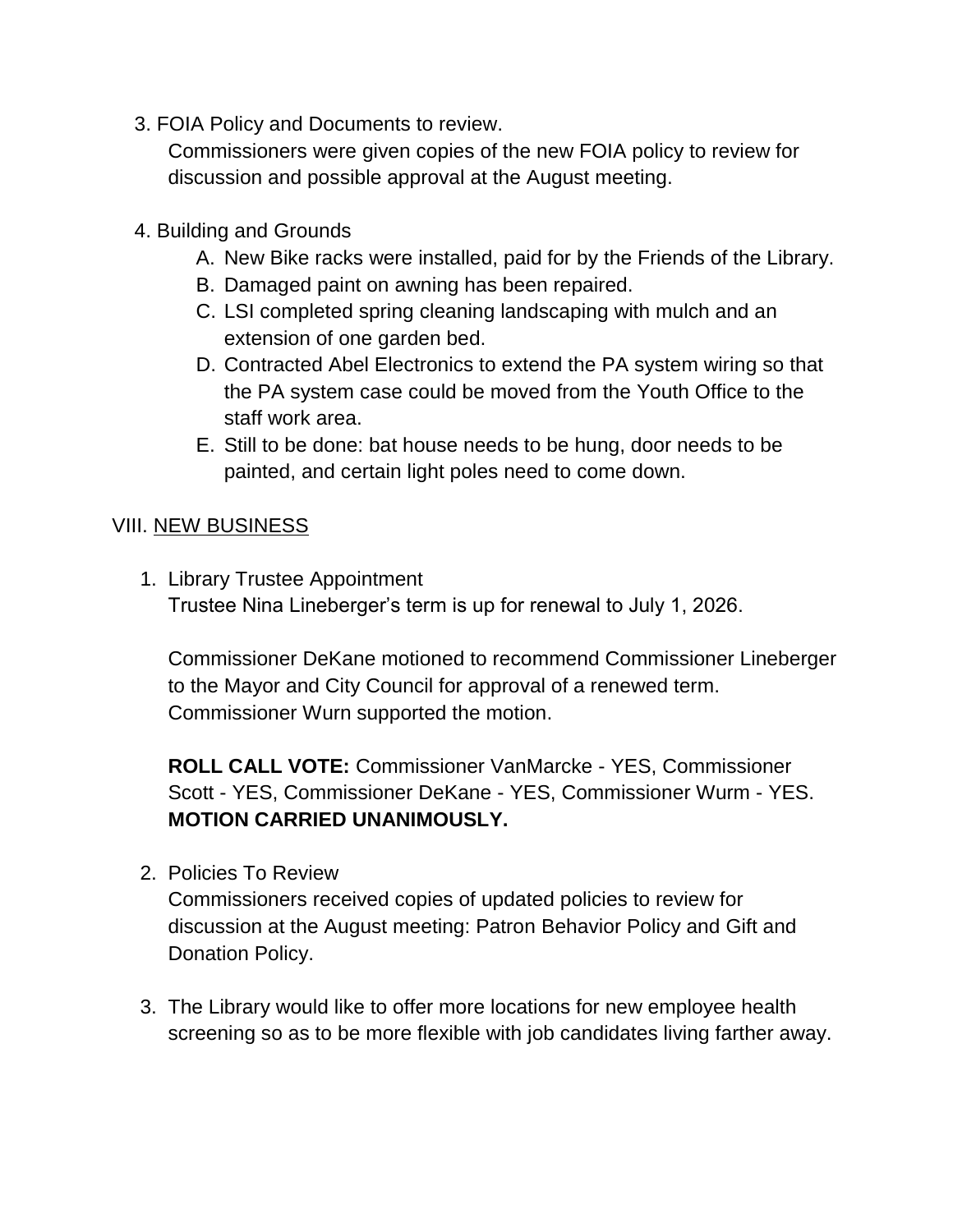3. FOIA Policy and Documents to review.

   Commissioners were given copies of the new FOIA policy to review for discussion and possible approval at the August meeting.

4. Building and Grounds

   A. New Bike racks were installed, paid for by the Friends of the Library.
   B. Damaged paint on awning has been repaired.
   C. LSI completed spring cleaning landscaping with mulch and an extension of one garden bed.
   D. Contracted Abel Electronics to extend the PA system wiring so that the PA system case could be moved from the Youth Office to the staff work area.
   E. Still to be done: bat house needs to be hung, door needs to be painted, and certain light poles need to come down.

VIII. <u>NEW BUSINESS</u>

1. Library Trustee Appointment

   Trustee Nina Lineberger's term is up for renewal to July 1, 2026.

   Commissioner DeKane motioned to recommend Commissioner Lineberger to the Mayor and City Council for approval of a renewed term. Commissioner Wurn supported the motion.

   **ROLL CALL VOTE:** Commissioner VanMarcke - YES, Commissioner Scott - YES, Commissioner DeKane - YES, Commissioner Wurm - YES. **MOTION CARRIED UNANIMOUSLY.**

2. Policies To Review

   Commissioners received copies of updated policies to review for discussion at the August meeting: Patron Behavior Policy and Gift and Donation Policy.

3. The Library would like to offer more locations for new employee health screening so as to be more flexible with job candidates living farther away.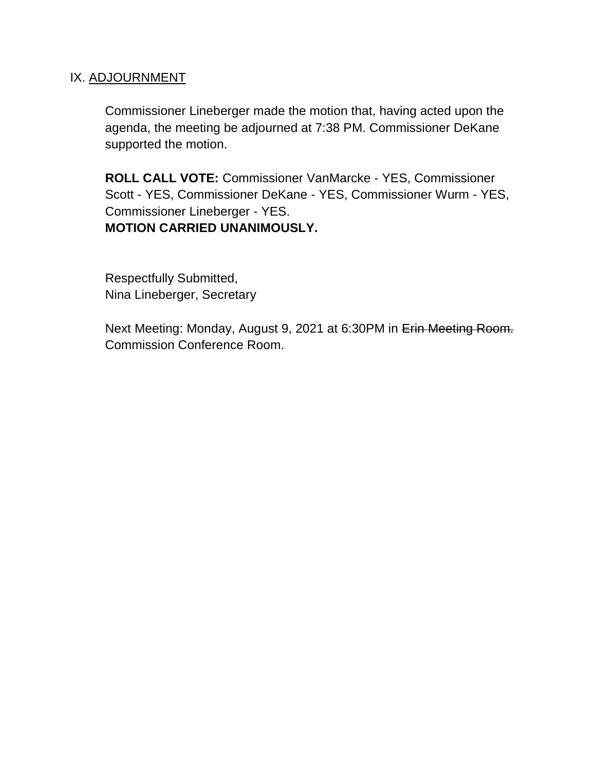IX. ADJOURNMENT

Commissioner Lineberger made the motion that, having acted upon the agenda, the meeting be adjourned at 7:38 PM. Commissioner DeKane supported the motion.

**ROLL CALL VOTE:** Commissioner VanMarcke - YES, Commissioner Scott - YES, Commissioner DeKane - YES, Commissioner Wurm - YES, Commissioner Lineberger - YES.
**MOTION CARRIED UNANIMOUSLY.**

Respectfully Submitted,
Nina Lineberger, Secretary

Next Meeting: Monday, August 9, 2021 at 6:30PM in ~~Erin Meeting Room.~~ Commission Conference Room.